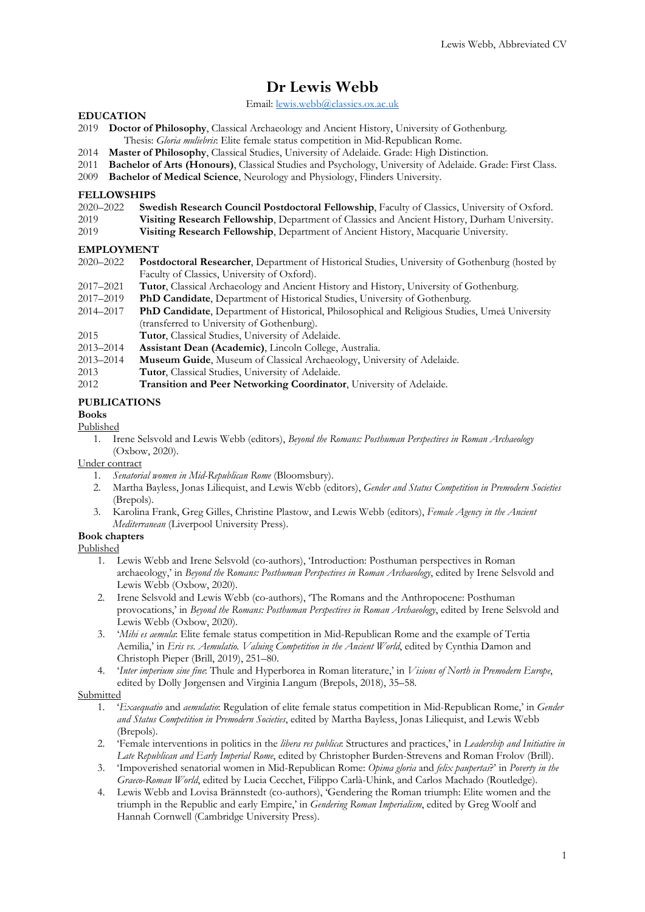# Dr Lewis Webb

Email: lewis.webb@classics.ox.ac.uk

## EDUCATION

2019 **Doctor of Philosophy**, Classical Archaeology and Ancient History, University of Gothenburg.
Thesis: *Gloria muliebris*: Elite female status competition in Mid-Republican Rome.

2014 **Master of Philosophy**, Classical Studies, University of Adelaide. Grade: High Distinction.

2011 **Bachelor of Arts (Honours)**, Classical Studies and Psychology, University of Adelaide. Grade: First Class.

2009 **Bachelor of Medical Science**, Neurology and Physiology, Flinders University.

## FELLOWSHIPS

2020–2022 **Swedish Research Council Postdoctoral Fellowship**, Faculty of Classics, University of Oxford.

2019 **Visiting Research Fellowship**, Department of Classics and Ancient History, Durham University.

2019 **Visiting Research Fellowship**, Department of Ancient History, Macquarie University.

## EMPLOYMENT

2020–2022 **Postdoctoral Researcher**, Department of Historical Studies, University of Gothenburg (hosted by Faculty of Classics, University of Oxford).

2017–2021 **Tutor**, Classical Archaeology and Ancient History and History, University of Gothenburg.

2017–2019 **PhD Candidate**, Department of Historical Studies, University of Gothenburg.

2014–2017 **PhD Candidate**, Department of Historical, Philosophical and Religious Studies, Umeå University (transferred to University of Gothenburg).

2015 **Tutor**, Classical Studies, University of Adelaide.

2013–2014 **Assistant Dean (Academic)**, Lincoln College, Australia.

2013–2014 **Museum Guide**, Museum of Classical Archaeology, University of Adelaide.

2013 **Tutor**, Classical Studies, University of Adelaide.

2012 **Transition and Peer Networking Coordinator**, University of Adelaide.

## PUBLICATIONS

### Books

Published

1. Irene Selsvold and Lewis Webb (editors), *Beyond the Romans: Posthuman Perspectives in Roman Archaeology* (Oxbow, 2020).

Under contract

1. *Senatorial women in Mid-Republican Rome* (Bloomsbury).
2. Martha Bayless, Jonas Liliequist, and Lewis Webb (editors), *Gender and Status Competition in Premodern Societies* (Brepols).
3. Karolina Frank, Greg Gilles, Christine Plastow, and Lewis Webb (editors), *Female Agency in the Ancient Mediterranean* (Liverpool University Press).

### Book chapters

Published

1. Lewis Webb and Irene Selsvold (co-authors), 'Introduction: Posthuman perspectives in Roman archaeology,' in *Beyond the Romans: Posthuman Perspectives in Roman Archaeology*, edited by Irene Selsvold and Lewis Webb (Oxbow, 2020).
2. Irene Selsvold and Lewis Webb (co-authors), 'The Romans and the Anthropocene: Posthuman provocations,' in *Beyond the Romans: Posthuman Perspectives in Roman Archaeology*, edited by Irene Selsvold and Lewis Webb (Oxbow, 2020).
3. '*Mihi es aemula*: Elite female status competition in Mid-Republican Rome and the example of Tertia Aemilia,' in *Eris vs. Aemulatio. Valuing Competition in the Ancient World*, edited by Cynthia Damon and Christoph Pieper (Brill, 2019), 251–80.
4. '*Inter imperium sine fine*: Thule and Hyperborea in Roman literature,' in *Visions of North in Premodern Europe*, edited by Dolly Jørgensen and Virginia Langum (Brepols, 2018), 35–58.

Submitted

1. '*Exaequatio* and *aemulatio*: Regulation of elite female status competition in Mid-Republican Rome,' in *Gender and Status Competition in Premodern Societies*, edited by Martha Bayless, Jonas Liliequist, and Lewis Webb (Brepols).
2. 'Female interventions in politics in the *libera res publica*: Structures and practices,' in *Leadership and Initiative in Late Republican and Early Imperial Rome*, edited by Christopher Burden-Strevens and Roman Frolov (Brill).
3. 'Impoverished senatorial women in Mid-Republican Rome: *Opima gloria* and *felix paupertas*?' in *Poverty in the Graeco-Roman World*, edited by Lucia Cecchet, Filippo Carlà-Uhink, and Carlos Machado (Routledge).
4. Lewis Webb and Lovisa Brännstedt (co-authors), 'Gendering the Roman triumph: Elite women and the triumph in the Republic and early Empire,' in *Gendering Roman Imperialism*, edited by Greg Woolf and Hannah Cornwell (Cambridge University Press).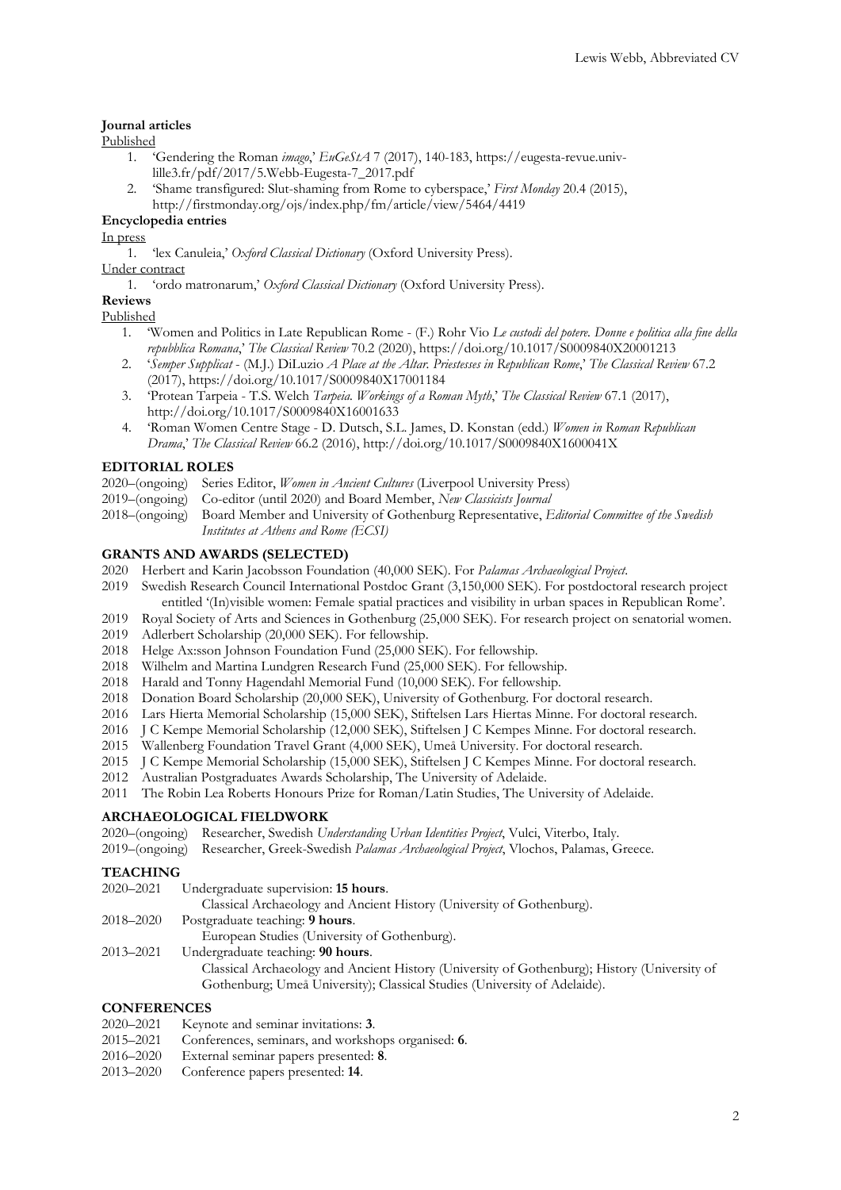**Journal articles**

Published

1. 'Gendering the Roman *imago*,' *EuGeStA* 7 (2017), 140-183, https://eugesta-revue.univ-lille3.fr/pdf/2017/5.Webb-Eugesta-7_2017.pdf
2. 'Shame transfigured: Slut-shaming from Rome to cyberspace,' *First Monday* 20.4 (2015), http://firstmonday.org/ojs/index.php/fm/article/view/5464/4419

**Encyclopedia entries**

In press

1. 'lex Canuleia,' *Oxford Classical Dictionary* (Oxford University Press).

Under contract

1. 'ordo matronarum,' *Oxford Classical Dictionary* (Oxford University Press).

**Reviews**

Published

1. 'Women and Politics in Late Republican Rome - (F.) Rohr Vio *Le custodi del potere. Donne e politica alla fine della repubblica Romana*,' *The Classical Review* 70.2 (2020), https://doi.org/10.1017/S0009840X20001213
2. '*Semper Supplicat* - (M.J.) DiLuzio *A Place at the Altar. Priestesses in Republican Rome*,' *The Classical Review* 67.2 (2017), https://doi.org/10.1017/S0009840X17001184
3. 'Protean Tarpeia - T.S. Welch *Tarpeia. Workings of a Roman Myth*,' *The Classical Review* 67.1 (2017), http://doi.org/10.1017/S0009840X16001633
4. 'Roman Women Centre Stage - D. Dutsch, S.L. James, D. Konstan (edd.) *Women in Roman Republican Drama*,' *The Classical Review* 66.2 (2016), http://doi.org/10.1017/S0009840X1600041X

## EDITORIAL ROLES

2020–(ongoing) Series Editor, *Women in Ancient Cultures* (Liverpool University Press)
2019–(ongoing) Co-editor (until 2020) and Board Member, *New Classicists Journal*
2018–(ongoing) Board Member and University of Gothenburg Representative, *Editorial Committee of the Swedish Institutes at Athens and Rome (ECSI)*

## GRANTS AND AWARDS (SELECTED)

2020 Herbert and Karin Jacobsson Foundation (40,000 SEK). For *Palamas Archaeological Project*.
2019 Swedish Research Council International Postdoc Grant (3,150,000 SEK). For postdoctoral research project entitled '(In)visible women: Female spatial practices and visibility in urban spaces in Republican Rome'.
2019 Royal Society of Arts and Sciences in Gothenburg (25,000 SEK). For research project on senatorial women.
2019 Adlerbert Scholarship (20,000 SEK). For fellowship.
2018 Helge Ax:sson Johnson Foundation Fund (25,000 SEK). For fellowship.
2018 Wilhelm and Martina Lundgren Research Fund (25,000 SEK). For fellowship.
2018 Harald and Tonny Hagendahl Memorial Fund (10,000 SEK). For fellowship.
2018 Donation Board Scholarship (20,000 SEK), University of Gothenburg. For doctoral research.
2016 Lars Hierta Memorial Scholarship (15,000 SEK), Stiftelsen Lars Hiertas Minne. For doctoral research.
2016 J C Kempe Memorial Scholarship (12,000 SEK), Stiftelsen J C Kempes Minne. For doctoral research.
2015 Wallenberg Foundation Travel Grant (4,000 SEK), Umeå University. For doctoral research.
2015 J C Kempe Memorial Scholarship (15,000 SEK), Stiftelsen J C Kempes Minne. For doctoral research.
2012 Australian Postgraduates Awards Scholarship, The University of Adelaide.
2011 The Robin Lea Roberts Honours Prize for Roman/Latin Studies, The University of Adelaide.

## ARCHAEOLOGICAL FIELDWORK

2020–(ongoing) Researcher, Swedish *Understanding Urban Identities Project*, Vulci, Viterbo, Italy.
2019–(ongoing) Researcher, Greek-Swedish *Palamas Archaeological Project*, Vlochos, Palamas, Greece.

## TEACHING

2020–2021 Undergraduate supervision: **15 hours**.
Classical Archaeology and Ancient History (University of Gothenburg).
2018–2020 Postgraduate teaching: **9 hours**.
European Studies (University of Gothenburg).
2013–2021 Undergraduate teaching: **90 hours**.
Classical Archaeology and Ancient History (University of Gothenburg); History (University of Gothenburg; Umeå University); Classical Studies (University of Adelaide).

## CONFERENCES

2020–2021 Keynote and seminar invitations: **3**.
2015–2021 Conferences, seminars, and workshops organised: **6**.
2016–2020 External seminar papers presented: **8**.
2013–2020 Conference papers presented: **14**.